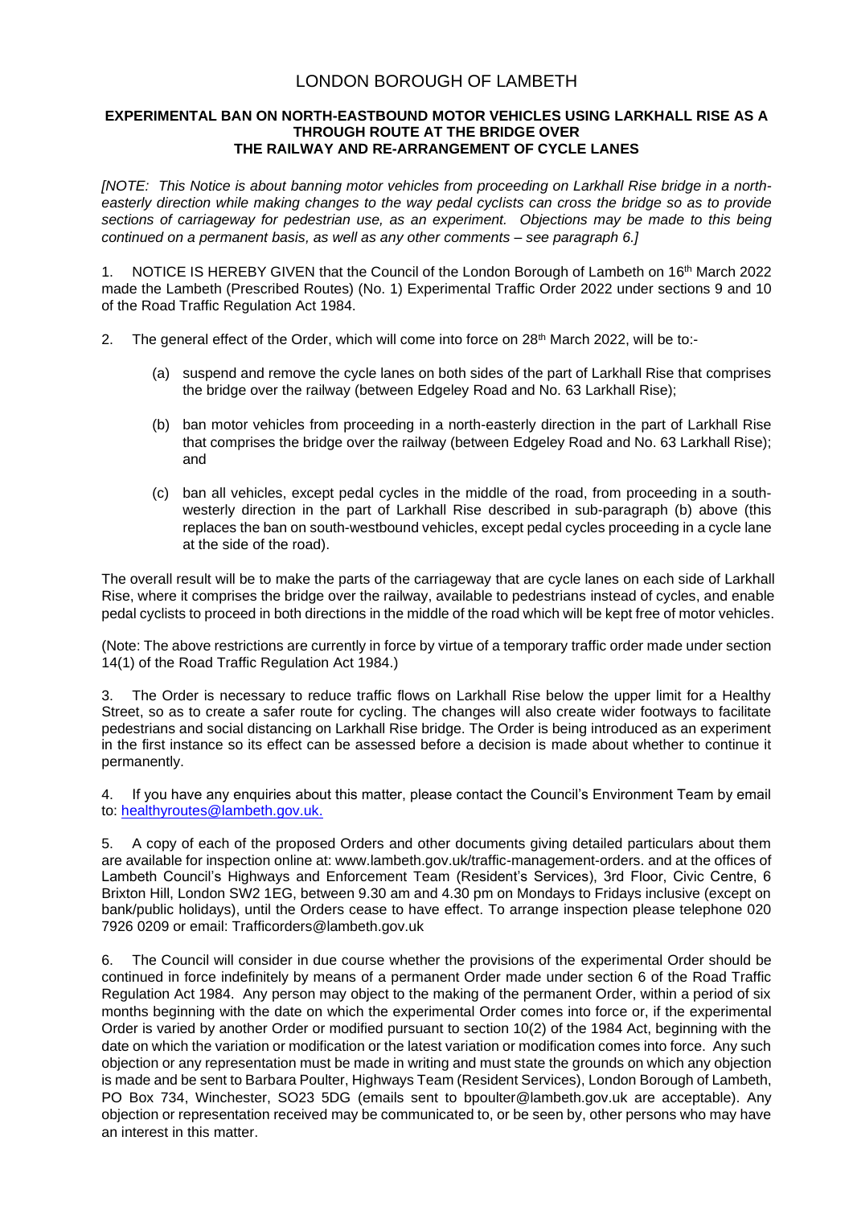# LONDON BOROUGH OF LAMBETH

**EXPERIMENTAL BAN ON NORTH-EASTBOUND MOTOR VEHICLES USING LARKHALL RISE AS A THROUGH ROUTE AT THE BRIDGE OVER THE RAILWAY AND RE-ARRANGEMENT OF CYCLE LANES**

*[NOTE: This Notice is about banning motor vehicles from proceeding on Larkhall Rise bridge in a north-easterly direction while making changes to the way pedal cyclists can cross the bridge so as to provide sections of carriageway for pedestrian use, as an experiment. Objections may be made to this being continued on a permanent basis, as well as any other comments – see paragraph 6.]*

1. NOTICE IS HEREBY GIVEN that the Council of the London Borough of Lambeth on 16th March 2022 made the Lambeth (Prescribed Routes) (No. 1) Experimental Traffic Order 2022 under sections 9 and 10 of the Road Traffic Regulation Act 1984.

2. The general effect of the Order, which will come into force on 28th March 2022, will be to:-

   (a) suspend and remove the cycle lanes on both sides of the part of Larkhall Rise that comprises the bridge over the railway (between Edgeley Road and No. 63 Larkhall Rise);

   (b) ban motor vehicles from proceeding in a north-easterly direction in the part of Larkhall Rise that comprises the bridge over the railway (between Edgeley Road and No. 63 Larkhall Rise); and

   (c) ban all vehicles, except pedal cycles in the middle of the road, from proceeding in a south-westerly direction in the part of Larkhall Rise described in sub-paragraph (b) above (this replaces the ban on south-westbound vehicles, except pedal cycles proceeding in a cycle lane at the side of the road).

The overall result will be to make the parts of the carriageway that are cycle lanes on each side of Larkhall Rise, where it comprises the bridge over the railway, available to pedestrians instead of cycles, and enable pedal cyclists to proceed in both directions in the middle of the road which will be kept free of motor vehicles.

(Note: The above restrictions are currently in force by virtue of a temporary traffic order made under section 14(1) of the Road Traffic Regulation Act 1984.)

3. The Order is necessary to reduce traffic flows on Larkhall Rise below the upper limit for a Healthy Street, so as to create a safer route for cycling. The changes will also create wider footways to facilitate pedestrians and social distancing on Larkhall Rise bridge. The Order is being introduced as an experiment in the first instance so its effect can be assessed before a decision is made about whether to continue it permanently.

4. If you have any enquiries about this matter, please contact the Council's Environment Team by email to: healthyroutes@lambeth.gov.uk.

5. A copy of each of the proposed Orders and other documents giving detailed particulars about them are available for inspection online at: www.lambeth.gov.uk/traffic-management-orders. and at the offices of Lambeth Council's Highways and Enforcement Team (Resident's Services), 3rd Floor, Civic Centre, 6 Brixton Hill, London SW2 1EG, between 9.30 am and 4.30 pm on Mondays to Fridays inclusive (except on bank/public holidays), until the Orders cease to have effect. To arrange inspection please telephone 020 7926 0209 or email: Trafficorders@lambeth.gov.uk

6. The Council will consider in due course whether the provisions of the experimental Order should be continued in force indefinitely by means of a permanent Order made under section 6 of the Road Traffic Regulation Act 1984. Any person may object to the making of the permanent Order, within a period of six months beginning with the date on which the experimental Order comes into force or, if the experimental Order is varied by another Order or modified pursuant to section 10(2) of the 1984 Act, beginning with the date on which the variation or modification or the latest variation or modification comes into force. Any such objection or any representation must be made in writing and must state the grounds on which any objection is made and be sent to Barbara Poulter, Highways Team (Resident Services), London Borough of Lambeth, PO Box 734, Winchester, SO23 5DG (emails sent to bpoulter@lambeth.gov.uk are acceptable). Any objection or representation received may be communicated to, or be seen by, other persons who may have an interest in this matter.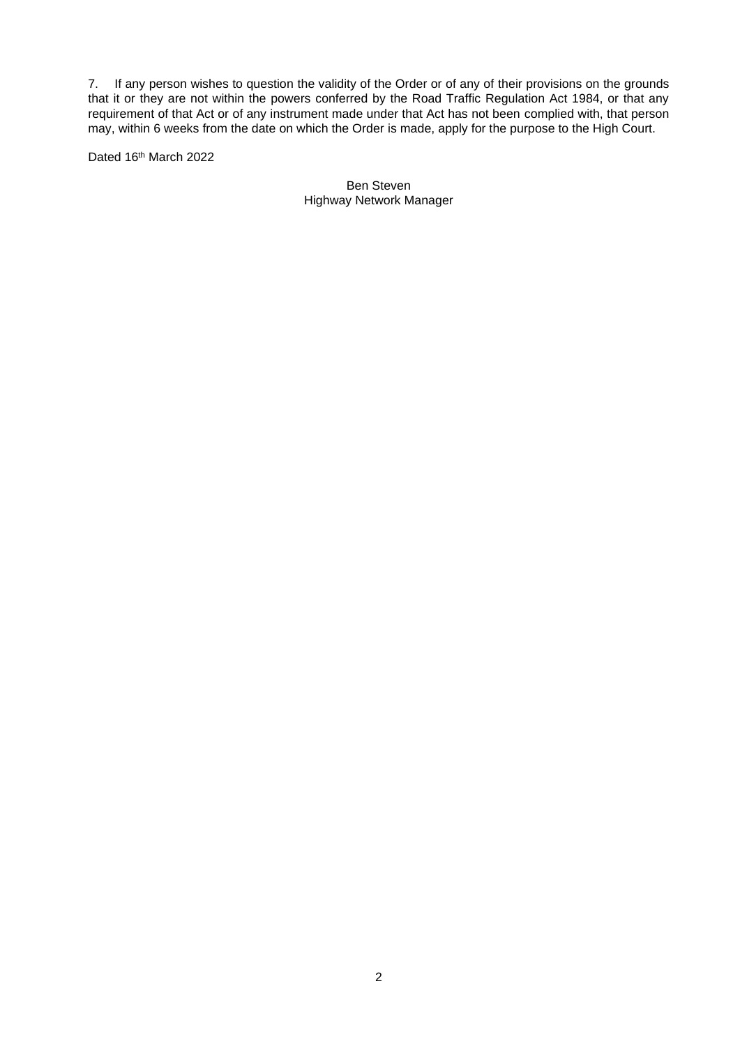7. If any person wishes to question the validity of the Order or of any of their provisions on the grounds that it or they are not within the powers conferred by the Road Traffic Regulation Act 1984, or that any requirement of that Act or of any instrument made under that Act has not been complied with, that person may, within 6 weeks from the date on which the Order is made, apply for the purpose to the High Court.

Dated 16th March 2022

Ben Steven
Highway Network Manager